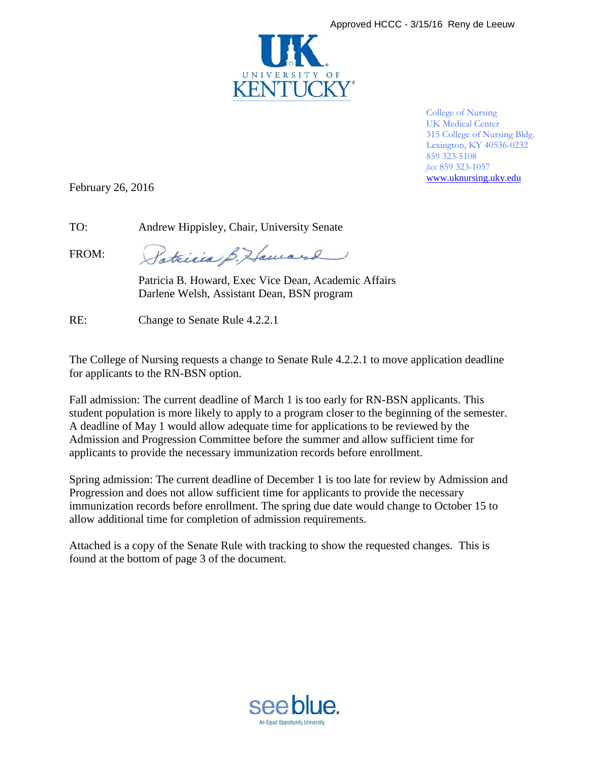Approved HCCC - 3/15/16 Reny de Leeuw

UNIVERSITY OF KENTUCKY

College of Nursing
UK Medical Center
315 College of Nursing Bldg.
Lexington, KY 40536-0232
859 323-5108
*fax* 859 323-1057
www.uknursing.uky.edu

February 26, 2016

TO: Andrew Hippisley, Chair, University Senate

FROM: Patricia B. Howard, Exec Vice Dean, Academic Affairs
Darlene Welsh, Assistant Dean, BSN program

RE: Change to Senate Rule 4.2.2.1

The College of Nursing requests a change to Senate Rule 4.2.2.1 to move application deadline for applicants to the RN-BSN option.

Fall admission: The current deadline of March 1 is too early for RN-BSN applicants. This student population is more likely to apply to a program closer to the beginning of the semester. A deadline of May 1 would allow adequate time for applications to be reviewed by the Admission and Progression Committee before the summer and allow sufficient time for applicants to provide the necessary immunization records before enrollment.

Spring admission: The current deadline of December 1 is too late for review by Admission and Progression and does not allow sufficient time for applicants to provide the necessary immunization records before enrollment. The spring due date would change to October 15 to allow additional time for completion of admission requirements.

Attached is a copy of the Senate Rule with tracking to show the requested changes. This is found at the bottom of page 3 of the document.

see blue.
An Equal Opportunity University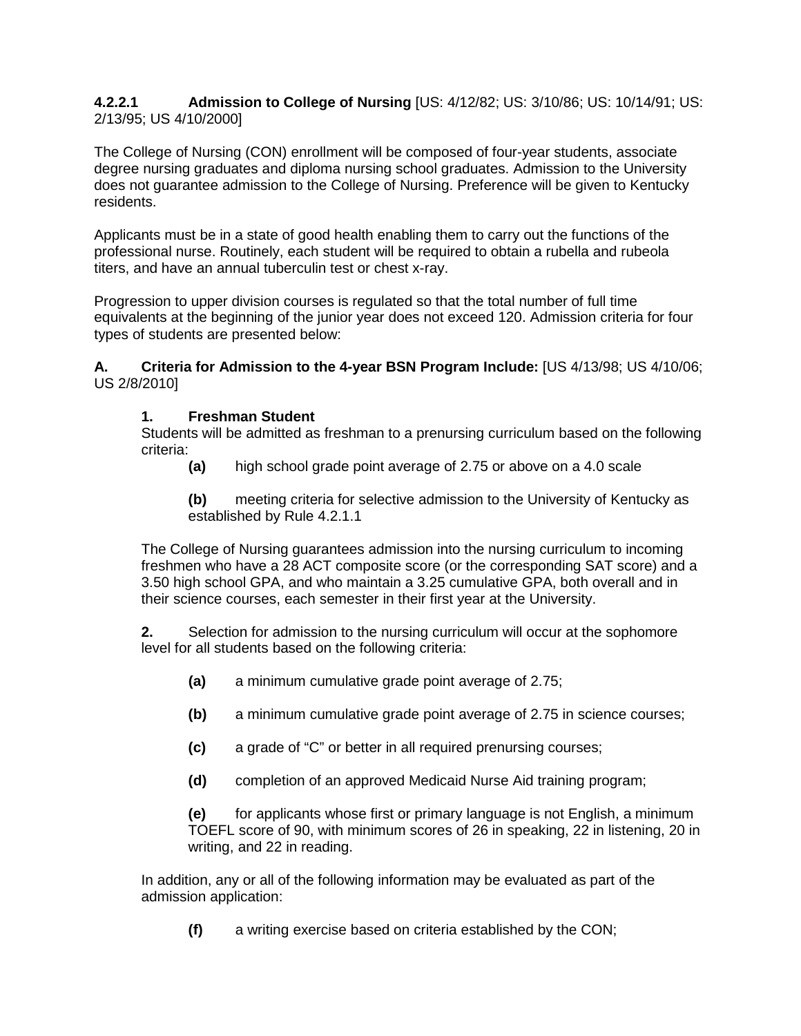**4.2.2.1 Admission to College of Nursing** [US: 4/12/82; US: 3/10/86; US: 10/14/91; US: 2/13/95; US 4/10/2000]

The College of Nursing (CON) enrollment will be composed of four-year students, associate degree nursing graduates and diploma nursing school graduates. Admission to the University does not guarantee admission to the College of Nursing. Preference will be given to Kentucky residents.

Applicants must be in a state of good health enabling them to carry out the functions of the professional nurse. Routinely, each student will be required to obtain a rubella and rubeola titers, and have an annual tuberculin test or chest x-ray.

Progression to upper division courses is regulated so that the total number of full time equivalents at the beginning of the junior year does not exceed 120. Admission criteria for four types of students are presented below:

**A. Criteria for Admission to the 4-year BSN Program Include:** [US 4/13/98; US 4/10/06; US 2/8/2010]

**1. Freshman Student**

Students will be admitted as freshman to a prenursing curriculum based on the following criteria:

**(a)** high school grade point average of 2.75 or above on a 4.0 scale

**(b)** meeting criteria for selective admission to the University of Kentucky as established by Rule 4.2.1.1

The College of Nursing guarantees admission into the nursing curriculum to incoming freshmen who have a 28 ACT composite score (or the corresponding SAT score) and a 3.50 high school GPA, and who maintain a 3.25 cumulative GPA, both overall and in their science courses, each semester in their first year at the University.

**2.** Selection for admission to the nursing curriculum will occur at the sophomore level for all students based on the following criteria:

**(a)** a minimum cumulative grade point average of 2.75;

**(b)** a minimum cumulative grade point average of 2.75 in science courses;

**(c)** a grade of "C" or better in all required prenursing courses;

**(d)** completion of an approved Medicaid Nurse Aid training program;

**(e)** for applicants whose first or primary language is not English, a minimum TOEFL score of 90, with minimum scores of 26 in speaking, 22 in listening, 20 in writing, and 22 in reading.

In addition, any or all of the following information may be evaluated as part of the admission application:

**(f)** a writing exercise based on criteria established by the CON;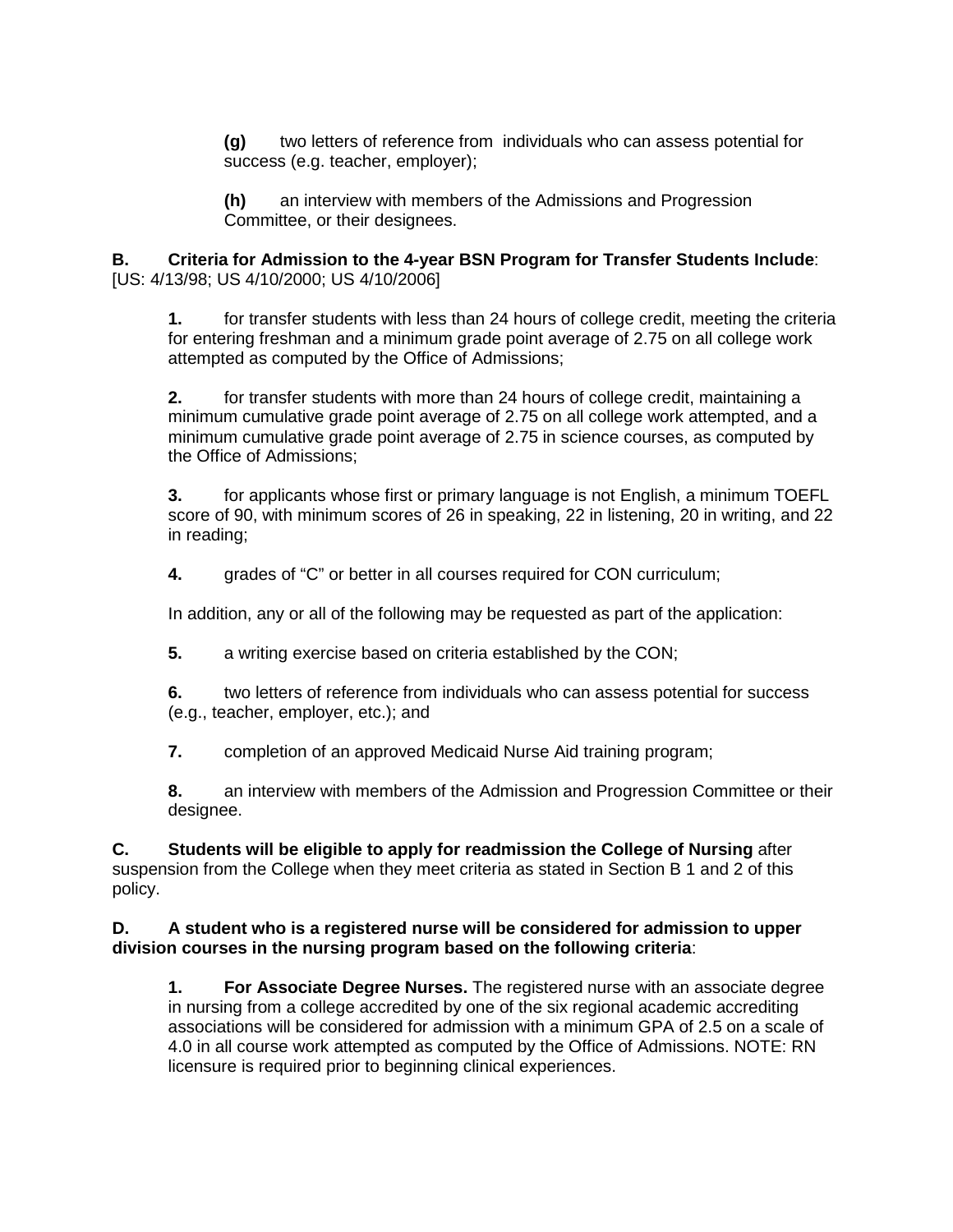**(g)** two letters of reference from individuals who can assess potential for success (e.g. teacher, employer);

**(h)** an interview with members of the Admissions and Progression Committee, or their designees.

**B. Criteria for Admission to the 4-year BSN Program for Transfer Students Include**: [US: 4/13/98; US 4/10/2000; US 4/10/2006]

**1.** for transfer students with less than 24 hours of college credit, meeting the criteria for entering freshman and a minimum grade point average of 2.75 on all college work attempted as computed by the Office of Admissions;

**2.** for transfer students with more than 24 hours of college credit, maintaining a minimum cumulative grade point average of 2.75 on all college work attempted, and a minimum cumulative grade point average of 2.75 in science courses, as computed by the Office of Admissions;

**3.** for applicants whose first or primary language is not English, a minimum TOEFL score of 90, with minimum scores of 26 in speaking, 22 in listening, 20 in writing, and 22 in reading;

**4.** grades of "C" or better in all courses required for CON curriculum;

In addition, any or all of the following may be requested as part of the application:

**5.** a writing exercise based on criteria established by the CON;

**6.** two letters of reference from individuals who can assess potential for success (e.g., teacher, employer, etc.); and

**7.** completion of an approved Medicaid Nurse Aid training program;

**8.** an interview with members of the Admission and Progression Committee or their designee.

**C. Students will be eligible to apply for readmission the College of Nursing** after suspension from the College when they meet criteria as stated in Section B 1 and 2 of this policy.

**D. A student who is a registered nurse will be considered for admission to upper division courses in the nursing program based on the following criteria**:

**1. For Associate Degree Nurses.** The registered nurse with an associate degree in nursing from a college accredited by one of the six regional academic accrediting associations will be considered for admission with a minimum GPA of 2.5 on a scale of 4.0 in all course work attempted as computed by the Office of Admissions. NOTE: RN licensure is required prior to beginning clinical experiences.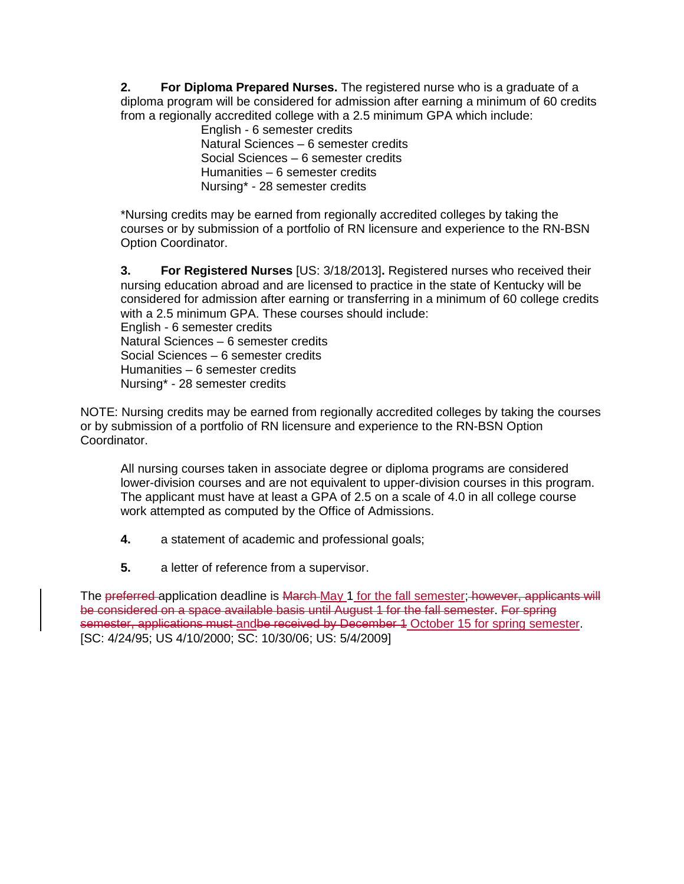**2. For Diploma Prepared Nurses.** The registered nurse who is a graduate of a diploma program will be considered for admission after earning a minimum of 60 credits from a regionally accredited college with a 2.5 minimum GPA which include:

English - 6 semester credits
Natural Sciences – 6 semester credits
Social Sciences – 6 semester credits
Humanities – 6 semester credits
Nursing* - 28 semester credits

*Nursing credits may be earned from regionally accredited colleges by taking the courses or by submission of a portfolio of RN licensure and experience to the RN-BSN Option Coordinator.

**3. For Registered Nurses** [US: 3/18/2013]**.** Registered nurses who received their nursing education abroad and are licensed to practice in the state of Kentucky will be considered for admission after earning or transferring in a minimum of 60 college credits with a 2.5 minimum GPA. These courses should include:

English - 6 semester credits
Natural Sciences – 6 semester credits
Social Sciences – 6 semester credits
Humanities – 6 semester credits
Nursing* - 28 semester credits

NOTE: Nursing credits may be earned from regionally accredited colleges by taking the courses or by submission of a portfolio of RN licensure and experience to the RN-BSN Option Coordinator.

All nursing courses taken in associate degree or diploma programs are considered lower-division courses and are not equivalent to upper-division courses in this program. The applicant must have at least a GPA of 2.5 on a scale of 4.0 in all college course work attempted as computed by the Office of Admissions.

**4.** a statement of academic and professional goals;

**5.** a letter of reference from a supervisor.

The ~~preferred~~ application deadline is ~~March~~ May 1 for the fall semester; ~~however, applicants will be considered on a space available basis until August 1 for the fall semester~~. ~~For spring semester, applications must~~ and~~be received by December 1~~ October 15 for spring semester. [SC: 4/24/95; US 4/10/2000; SC: 10/30/06; US: 5/4/2009]